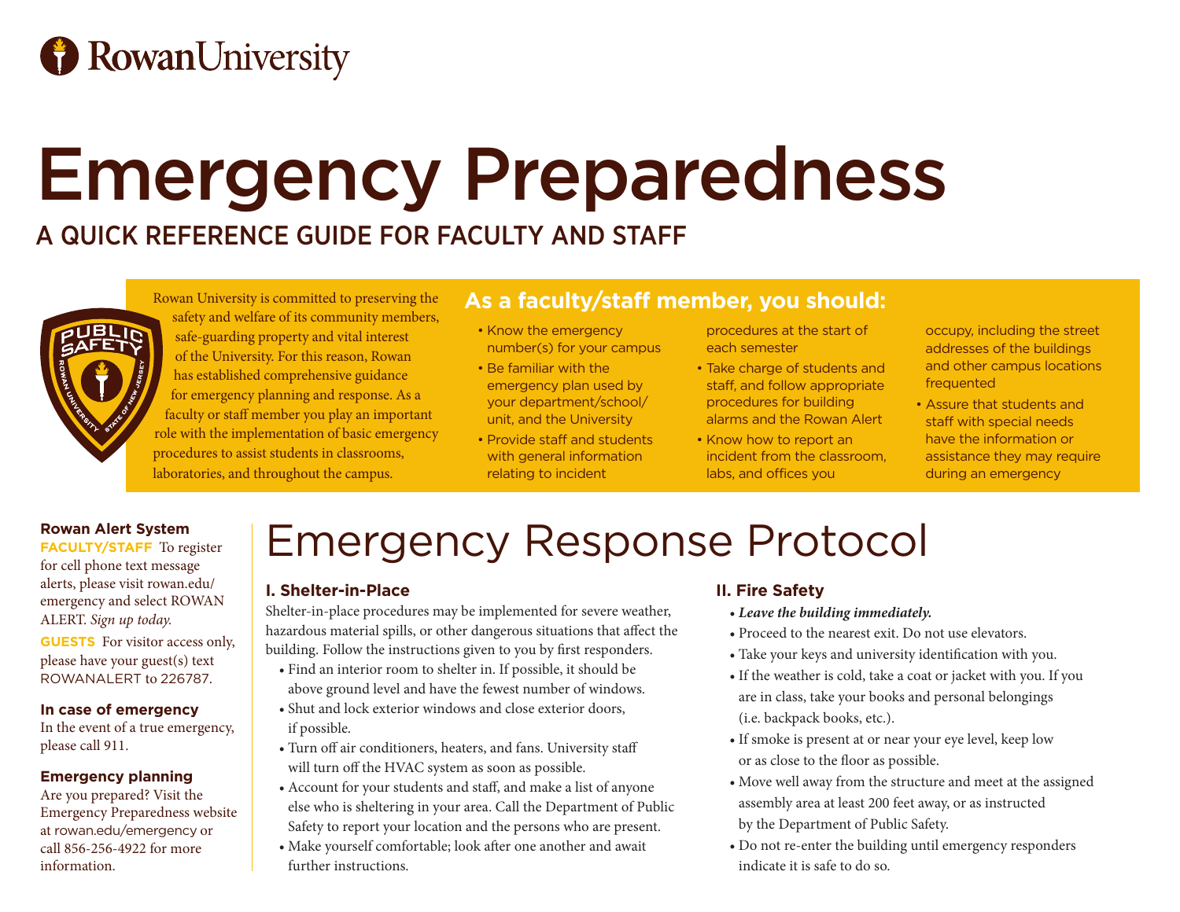Rowan University

# Emergency Preparedness

## A QUICK REFERENCE GUIDE FOR FACULTY AND STAFF

Rowan University is committed to preserving the safety and welfare of its community members, safe-guarding property and vital interest of the University. For this reason, Rowan has established comprehensive guidance for emergency planning and response. As a faculty or staff member you play an important role with the implementation of basic emergency procedures to assist students in classrooms, laboratories, and throughout the campus.

### As a faculty/staff member, you should:

- Know the emergency number(s) for your campus
- Be familiar with the emergency plan used by your department/school/unit, and the University
- Provide staff and students with general information relating to incident procedures at the start of each semester
- Take charge of students and staff, and follow appropriate procedures for building alarms and the Rowan Alert
- Know how to report an incident from the classroom, labs, and offices you occupy, including the street addresses of the buildings and other campus locations frequented
- Assure that students and staff with special needs have the information or assistance they may require during an emergency

**Rowan Alert System**

**FACULTY/STAFF** To register for cell phone text message alerts, please visit rowan.edu/emergency and select ROWAN ALERT. *Sign up today.*

**GUESTS** For visitor access only, please have your guest(s) text ROWANALERT to 226787.

**In case of emergency**

In the event of a true emergency, please call 911.

**Emergency planning**

Are you prepared? Visit the Emergency Preparedness website at rowan.edu/emergency or call 856-256-4922 for more information.

# Emergency Response Protocol

### I. Shelter-in-Place

Shelter-in-place procedures may be implemented for severe weather, hazardous material spills, or other dangerous situations that affect the building. Follow the instructions given to you by first responders.

- Find an interior room to shelter in. If possible, it should be above ground level and have the fewest number of windows.
- Shut and lock exterior windows and close exterior doors, if possible.
- Turn off air conditioners, heaters, and fans. University staff will turn off the HVAC system as soon as possible.
- Account for your students and staff, and make a list of anyone else who is sheltering in your area. Call the Department of Public Safety to report your location and the persons who are present.
- Make yourself comfortable; look after one another and await further instructions.

### II. Fire Safety

- ***Leave the building immediately.***
- Proceed to the nearest exit. Do not use elevators.
- Take your keys and university identification with you.
- If the weather is cold, take a coat or jacket with you. If you are in class, take your books and personal belongings (i.e. backpack books, etc.).
- If smoke is present at or near your eye level, keep low or as close to the floor as possible.
- Move well away from the structure and meet at the assigned assembly area at least 200 feet away, or as instructed by the Department of Public Safety.
- Do not re-enter the building until emergency responders indicate it is safe to do so.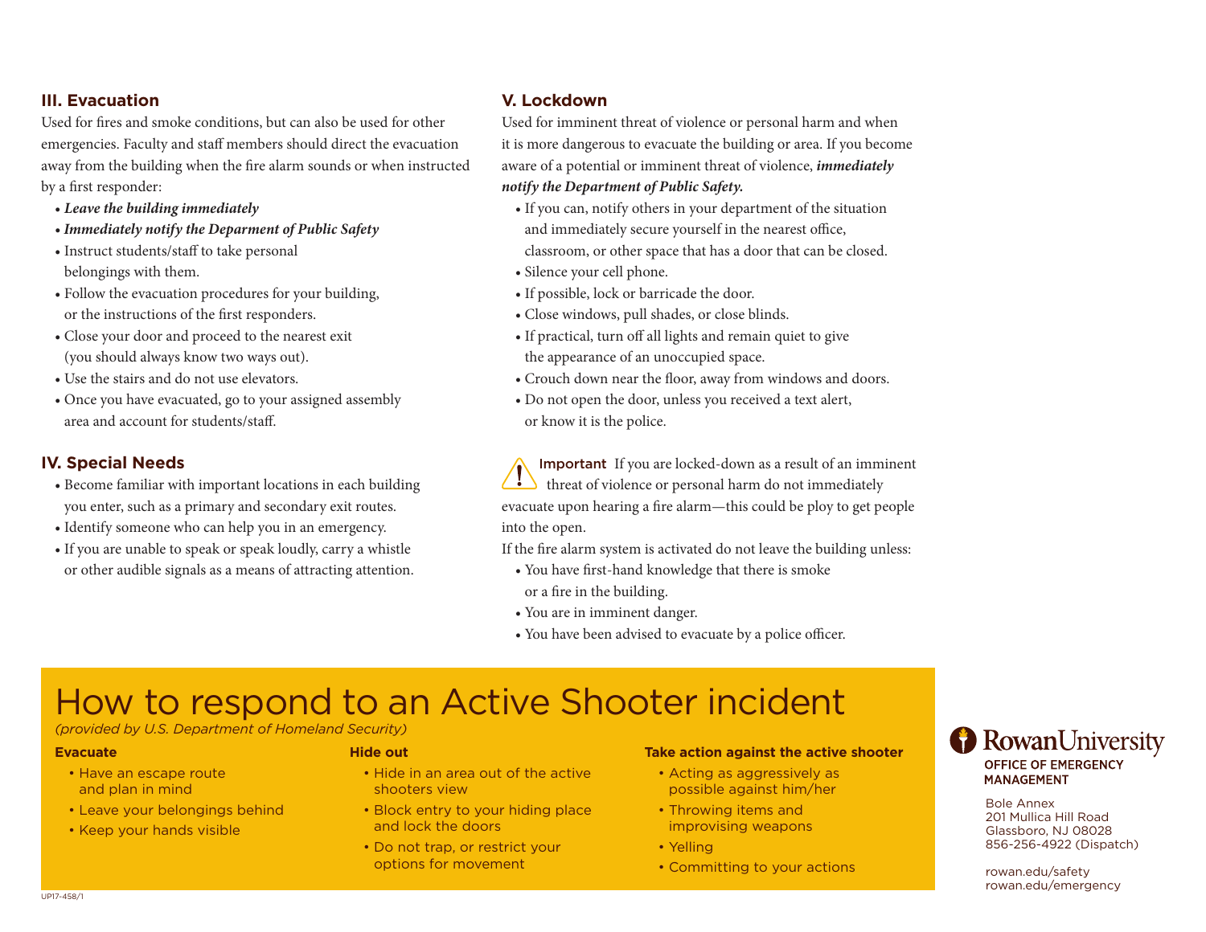## III. Evacuation

Used for fires and smoke conditions, but can also be used for other emergencies. Faculty and staff members should direct the evacuation away from the building when the fire alarm sounds or when instructed by a first responder:

- ***Leave the building immediately***
- ***Immediately notify the Deparment of Public Safety***
- Instruct students/staff to take personal belongings with them.
- Follow the evacuation procedures for your building, or the instructions of the first responders.
- Close your door and proceed to the nearest exit (you should always know two ways out).
- Use the stairs and do not use elevators.
- Once you have evacuated, go to your assigned assembly area and account for students/staff.

## IV. Special Needs

- Become familiar with important locations in each building you enter, such as a primary and secondary exit routes.
- Identify someone who can help you in an emergency.
- If you are unable to speak or speak loudly, carry a whistle or other audible signals as a means of attracting attention.

## V. Lockdown

Used for imminent threat of violence or personal harm and when it is more dangerous to evacuate the building or area. If you become aware of a potential or imminent threat of violence, ***immediately notify the Department of Public Safety.***

- If you can, notify others in your department of the situation and immediately secure yourself in the nearest office, classroom, or other space that has a door that can be closed.
- Silence your cell phone.
- If possible, lock or barricade the door.
- Close windows, pull shades, or close blinds.
- If practical, turn off all lights and remain quiet to give the appearance of an unoccupied space.
- Crouch down near the floor, away from windows and doors.
- Do not open the door, unless you received a text alert, or know it is the police.

**Important** If you are locked-down as a result of an imminent threat of violence or personal harm do not immediately evacuate upon hearing a fire alarm—this could be ploy to get people into the open.

If the fire alarm system is activated do not leave the building unless:

- You have first-hand knowledge that there is smoke or a fire in the building.
- You are in imminent danger.
- You have been advised to evacuate by a police officer.

# How to respond to an Active Shooter incident

*(provided by U.S. Department of Homeland Security)*

**Evacuate**

- Have an escape route and plan in mind
- Leave your belongings behind
- Keep your hands visible

**Hide out**

- Hide in an area out of the active shooters view
- Block entry to your hiding place and lock the doors
- Do not trap, or restrict your options for movement

**Take action against the active shooter**

- Acting as aggressively as possible against him/her
- Throwing items and improvising weapons
- Yelling
- Committing to your actions

**Rowan University**
OFFICE OF EMERGENCY MANAGEMENT

Bole Annex
201 Mullica Hill Road
Glassboro, NJ 08028
856-256-4922 (Dispatch)

rowan.edu/safety
rowan.edu/emergency

UP17-458/1